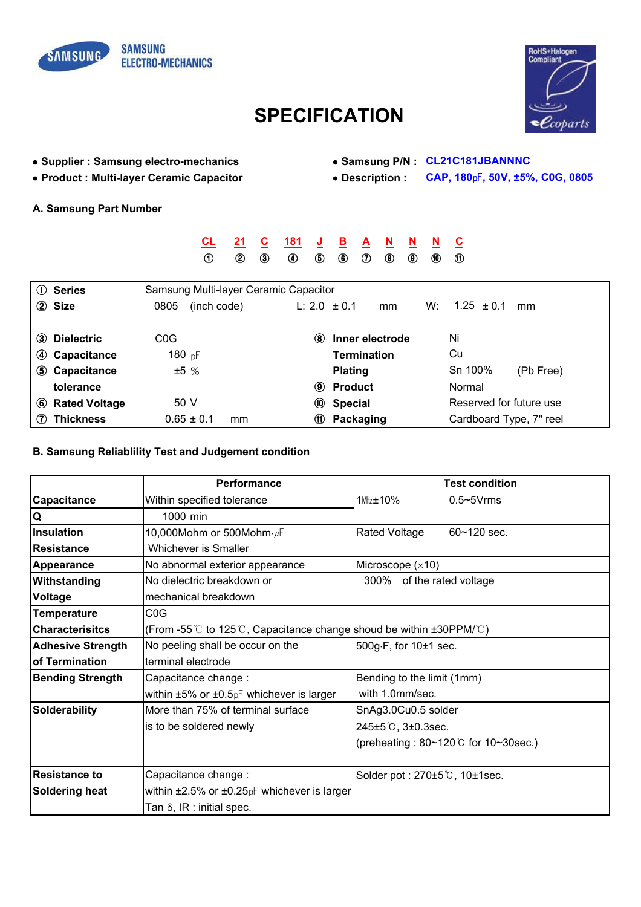SAMSUNG ELECTRO-MECHANICS

# SPECIFICATION

- **Supplier : Samsung electro-mechanics**
- **Product : Multi-layer Ceramic Capacitor**
- **Samsung P/N : CL21C181JBANNNC**
- **Description : CAP, 180㎊, 50V, ±5%, C0G, 0805**

## A. Samsung Part Number

| CL | 21 | C | 181 | J | B | A | N | N | N | C |
|---|---|---|---|---|---|---|---|---|---|---|
| ① | ② | ③ | ④ | ⑤ | ⑥ | ⑦ | ⑧ | ⑨ | ⑩ | ⑪ |

| | | | |
|---|---|---|---|
| ① **Series** | Samsung Multi-layer Ceramic Capacitor | | |
| ② **Size** | 0805 (inch code) | L: 2.0 ± 0.1 mm | W: 1.25 ± 0.1 mm |
| ③ **Dielectric** | C0G | ⑧ **Inner electrode** | Ni |
| ④ **Capacitance** | 180 ㎊ | **Termination** | Cu |
| ⑤ **Capacitance tolerance** | ±5 % | **Plating** | Sn 100% (Pb Free) |
| | | ⑨ **Product** | Normal |
| ⑥ **Rated Voltage** | 50 V | ⑩ **Special** | Reserved for future use |
| ⑦ **Thickness** | 0.65 ± 0.1 mm | ⑪ **Packaging** | Cardboard Type, 7" reel |

## B. Samsung Reliablility Test and Judgement condition

| | Performance | Test condition |
|---|---|---|
| **Capacitance** | Within specified tolerance | 1㎒±10% 0.5~5Vrms |
| **Q** | 1000 min | |
| **Insulation Resistance** | 10,000Mohm or 500Mohm·㎌ Whichever is Smaller | Rated Voltage 60~120 sec. |
| **Appearance** | No abnormal exterior appearance | Microscope (×10) |
| **Withstanding Voltage** | No dielectric breakdown or mechanical breakdown | 300% of the rated voltage |
| **Temperature Characterisitcs** | C0G (From -55℃ to 125℃, Capacitance change shoud be within ±30PPM/℃) | |
| **Adhesive Strength of Termination** | No peeling shall be occur on the terminal electrode | 500g·F, for 10±1 sec. |
| **Bending Strength** | Capacitance change : within ±5% or ±0.5㎊ whichever is larger | Bending to the limit (1mm) with 1.0mm/sec. |
| **Solderability** | More than 75% of terminal surface is to be soldered newly | SnAg3.0Cu0.5 solder 245±5℃, 3±0.3sec. (preheating : 80~120℃ for 10~30sec.) |
| **Resistance to Soldering heat** | Capacitance change : within ±2.5% or ±0.25㎊ whichever is larger Tan δ, IR : initial spec. | Solder pot : 270±5℃, 10±1sec. |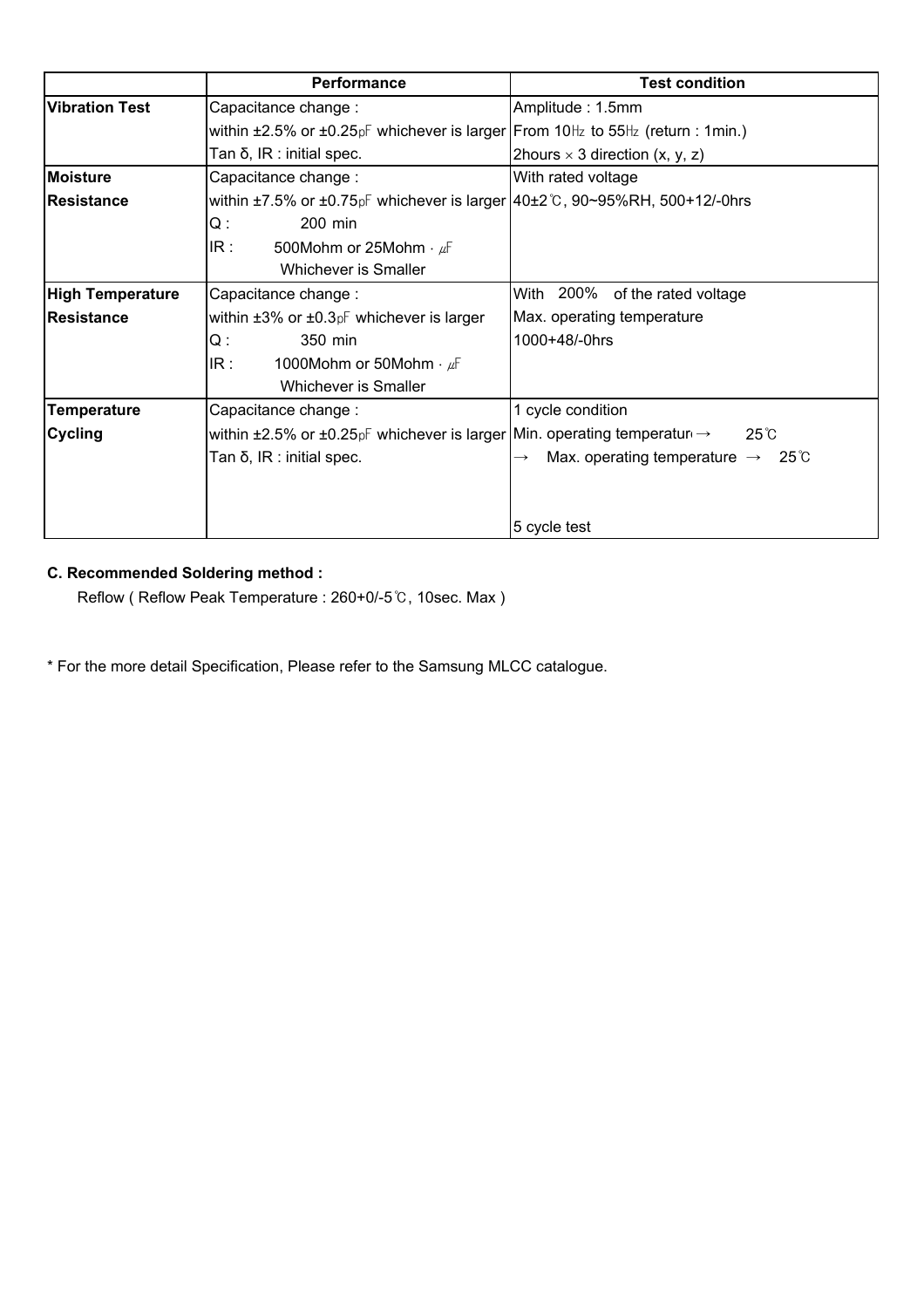| | Performance | Test condition |
|---|---|---|
| **Vibration Test** | Capacitance change :<br>within ±2.5% or ±0.25㎊ whichever is larger<br>Tan δ, IR : initial spec. | Amplitude : 1.5mm<br>From 10㎐ to 55㎐ (return : 1min.)<br>2hours × 3 direction (x, y, z) |
| **Moisture Resistance** | Capacitance change :<br>within ±7.5% or ±0.75㎊ whichever is larger<br>Q : 200 min<br>IR : 500Mohm or 25Mohm · ㎌<br>Whichever is Smaller | With rated voltage<br>40±2℃, 90~95%RH, 500+12/-0hrs |
| **High Temperature Resistance** | Capacitance change :<br>within ±3% or ±0.3㎊ whichever is larger<br>Q : 350 min<br>IR : 1000Mohm or 50Mohm · ㎌<br>Whichever is Smaller | With 200% of the rated voltage<br>Max. operating temperature<br>1000+48/-0hrs |
| **Temperature Cycling** | Capacitance change :<br>within ±2.5% or ±0.25㎊ whichever is larger<br>Tan δ, IR : initial spec. | 1 cycle condition<br>Min. operating temperature → 25℃<br>→ Max. operating temperature → 25℃<br><br>5 cycle test |

**C. Recommended Soldering method :**

Reflow ( Reflow Peak Temperature : 260+0/-5℃, 10sec. Max )

* For the more detail Specification, Please refer to the Samsung MLCC catalogue.